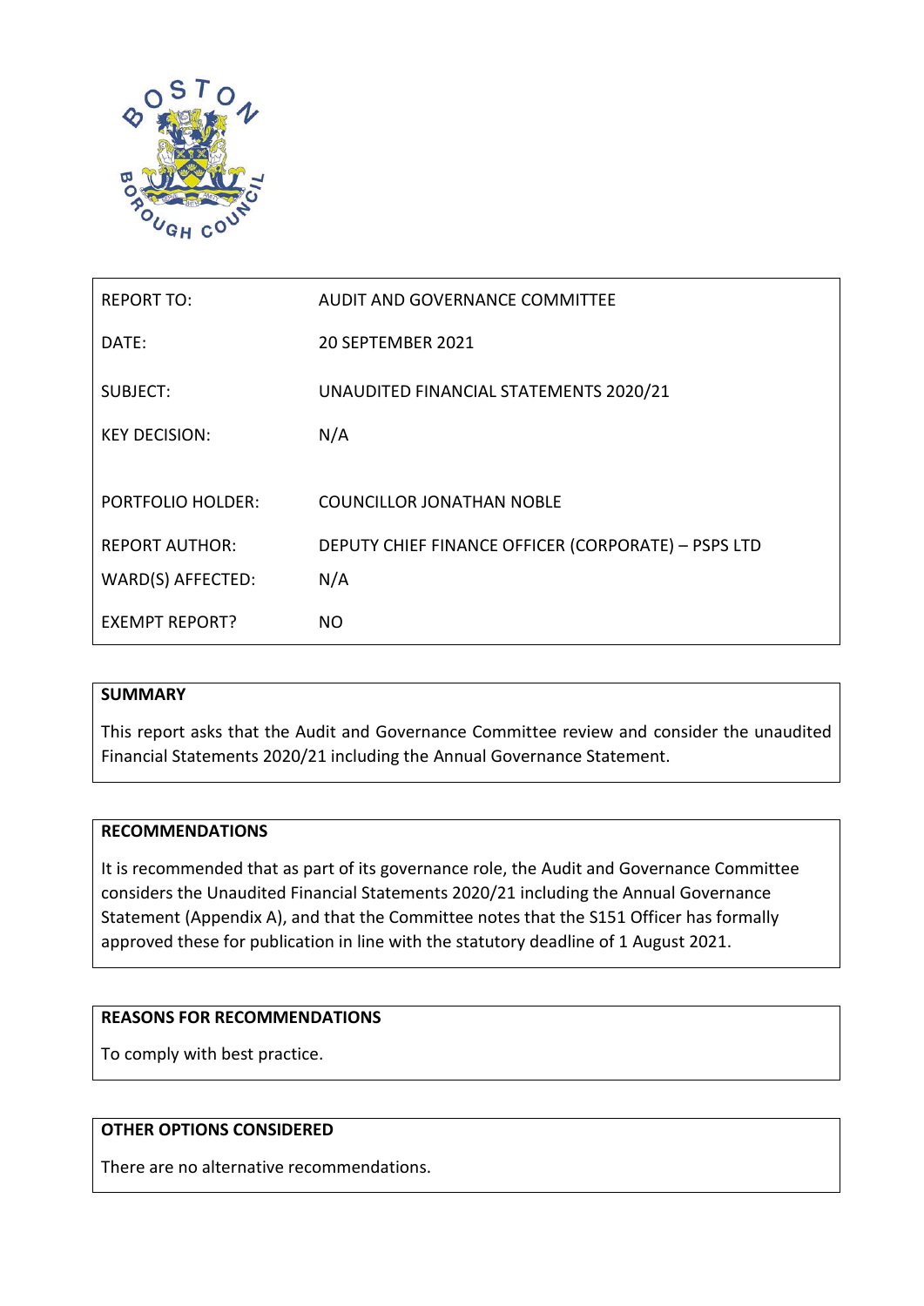| REPORT TO: | AUDIT AND GOVERNANCE COMMITTEE |
|---|---|
| DATE: | 20 SEPTEMBER 2021 |
| SUBJECT: | UNAUDITED FINANCIAL STATEMENTS 2020/21 |
| KEY DECISION: | N/A |
| PORTFOLIO HOLDER: | COUNCILLOR JONATHAN NOBLE |
| REPORT AUTHOR: | DEPUTY CHIEF FINANCE OFFICER (CORPORATE) – PSPS LTD |
| WARD(S) AFFECTED: | N/A |
| EXEMPT REPORT? | NO |

## SUMMARY

This report asks that the Audit and Governance Committee review and consider the unaudited Financial Statements 2020/21 including the Annual Governance Statement.

## RECOMMENDATIONS

It is recommended that as part of its governance role, the Audit and Governance Committee considers the Unaudited Financial Statements 2020/21 including the Annual Governance Statement (Appendix A), and that the Committee notes that the S151 Officer has formally approved these for publication in line with the statutory deadline of 1 August 2021.

## REASONS FOR RECOMMENDATIONS

To comply with best practice.

## OTHER OPTIONS CONSIDERED

There are no alternative recommendations.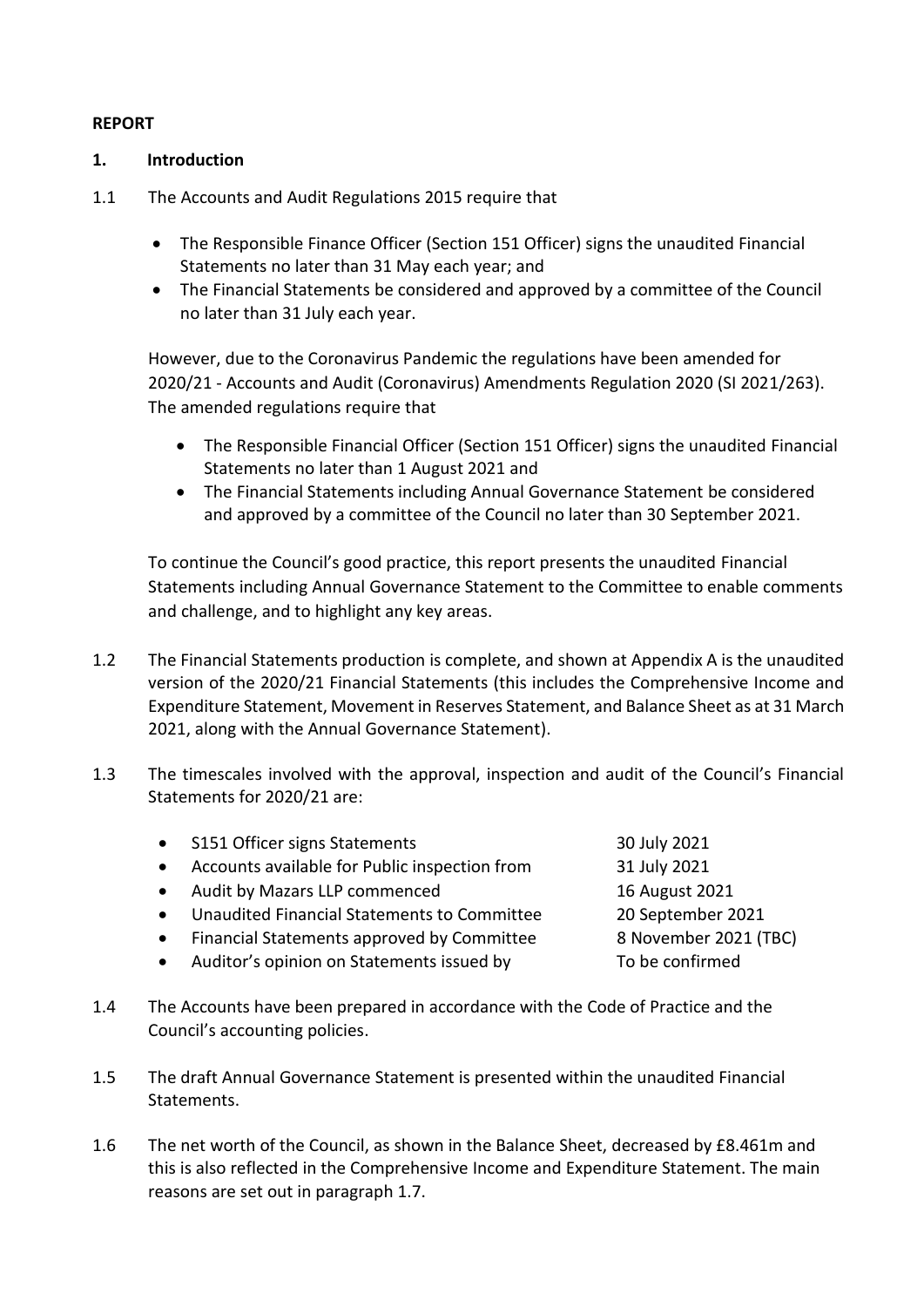**REPORT**

**1. Introduction**

1.1 The Accounts and Audit Regulations 2015 require that

- The Responsible Finance Officer (Section 151 Officer) signs the unaudited Financial Statements no later than 31 May each year; and
- The Financial Statements be considered and approved by a committee of the Council no later than 31 July each year.

However, due to the Coronavirus Pandemic the regulations have been amended for 2020/21 - Accounts and Audit (Coronavirus) Amendments Regulation 2020 (SI 2021/263). The amended regulations require that

- The Responsible Financial Officer (Section 151 Officer) signs the unaudited Financial Statements no later than 1 August 2021 and
- The Financial Statements including Annual Governance Statement be considered and approved by a committee of the Council no later than 30 September 2021.

To continue the Council's good practice, this report presents the unaudited Financial Statements including Annual Governance Statement to the Committee to enable comments and challenge, and to highlight any key areas.

1.2 The Financial Statements production is complete, and shown at Appendix A is the unaudited version of the 2020/21 Financial Statements (this includes the Comprehensive Income and Expenditure Statement, Movement in Reserves Statement, and Balance Sheet as at 31 March 2021, along with the Annual Governance Statement).

1.3 The timescales involved with the approval, inspection and audit of the Council's Financial Statements for 2020/21 are:

- S151 Officer signs Statements — 30 July 2021
- Accounts available for Public inspection from — 31 July 2021
- Audit by Mazars LLP commenced — 16 August 2021
- Unaudited Financial Statements to Committee — 20 September 2021
- Financial Statements approved by Committee — 8 November 2021 (TBC)
- Auditor's opinion on Statements issued by — To be confirmed

1.4 The Accounts have been prepared in accordance with the Code of Practice and the Council's accounting policies.

1.5 The draft Annual Governance Statement is presented within the unaudited Financial Statements.

1.6 The net worth of the Council, as shown in the Balance Sheet, decreased by £8.461m and this is also reflected in the Comprehensive Income and Expenditure Statement. The main reasons are set out in paragraph 1.7.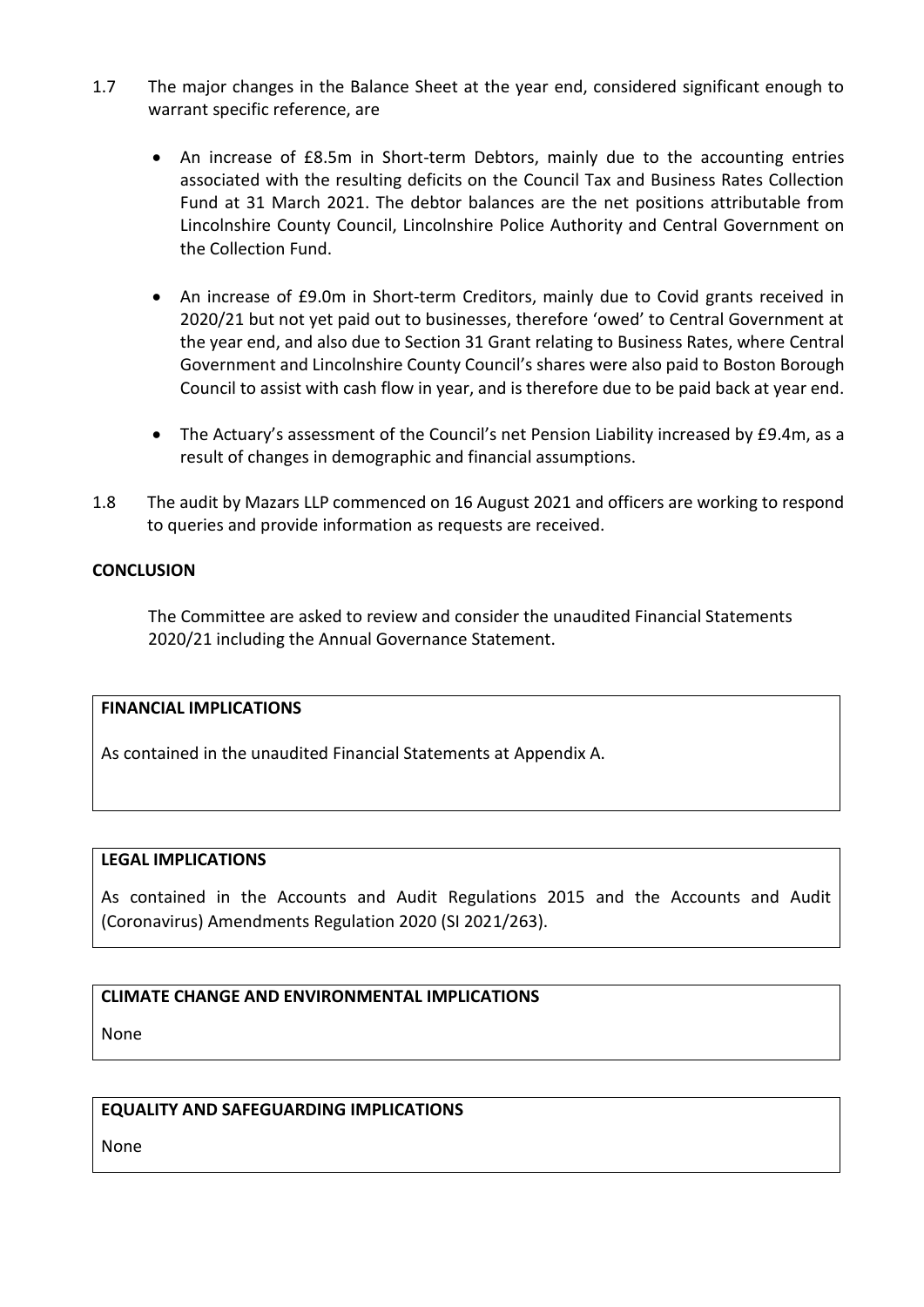1.7 The major changes in the Balance Sheet at the year end, considered significant enough to warrant specific reference, are

- An increase of £8.5m in Short-term Debtors, mainly due to the accounting entries associated with the resulting deficits on the Council Tax and Business Rates Collection Fund at 31 March 2021. The debtor balances are the net positions attributable from Lincolnshire County Council, Lincolnshire Police Authority and Central Government on the Collection Fund.

- An increase of £9.0m in Short-term Creditors, mainly due to Covid grants received in 2020/21 but not yet paid out to businesses, therefore 'owed' to Central Government at the year end, and also due to Section 31 Grant relating to Business Rates, where Central Government and Lincolnshire County Council's shares were also paid to Boston Borough Council to assist with cash flow in year, and is therefore due to be paid back at year end.

- The Actuary's assessment of the Council's net Pension Liability increased by £9.4m, as a result of changes in demographic and financial assumptions.

1.8 The audit by Mazars LLP commenced on 16 August 2021 and officers are working to respond to queries and provide information as requests are received.

**CONCLUSION**

The Committee are asked to review and consider the unaudited Financial Statements 2020/21 including the Annual Governance Statement.

**FINANCIAL IMPLICATIONS**

As contained in the unaudited Financial Statements at Appendix A.

**LEGAL IMPLICATIONS**

As contained in the Accounts and Audit Regulations 2015 and the Accounts and Audit (Coronavirus) Amendments Regulation 2020 (SI 2021/263).

**CLIMATE CHANGE AND ENVIRONMENTAL IMPLICATIONS**

None

**EQUALITY AND SAFEGUARDING IMPLICATIONS**

None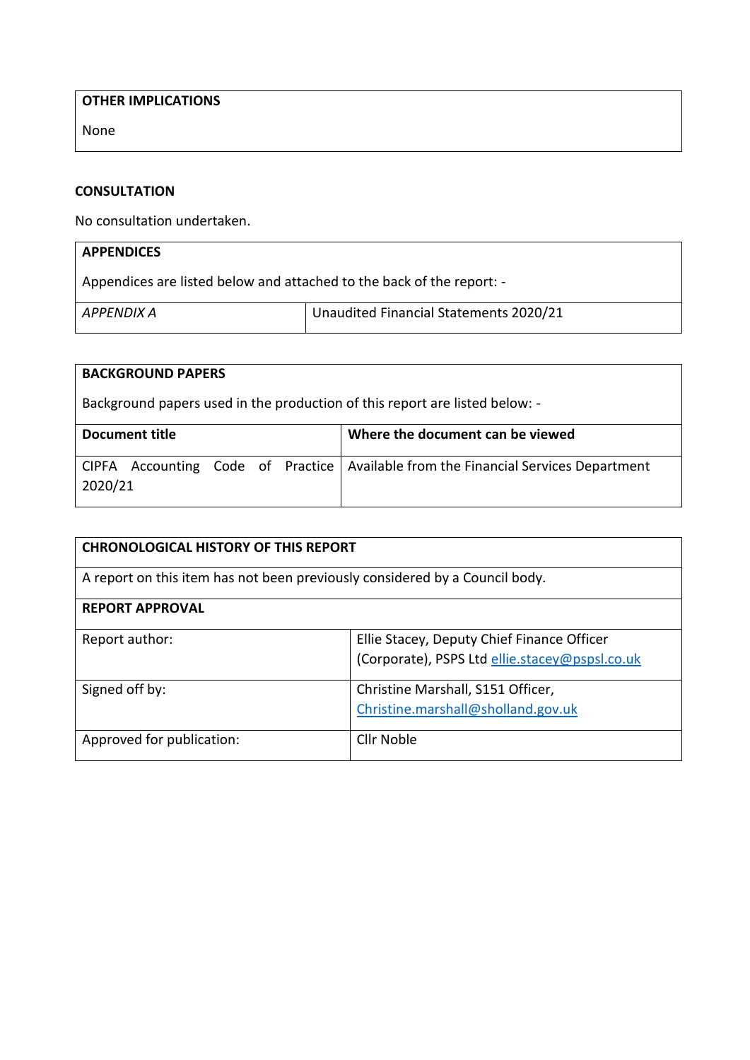| OTHER IMPLICATIONS |
|---|
| None |

**CONSULTATION**

No consultation undertaken.

| APPENDICES | |
|---|---|
| Appendices are listed below and attached to the back of the report: - | |
| *APPENDIX A* | Unaudited Financial Statements 2020/21 |

| BACKGROUND PAPERS | |
|---|---|
| Background papers used in the production of this report are listed below: - | |
| **Document title** | **Where the document can be viewed** |
| CIPFA Accounting Code of Practice 2020/21 | Available from the Financial Services Department |

| CHRONOLOGICAL HISTORY OF THIS REPORT | |
|---|---|
| A report on this item has not been previously considered by a Council body. | |
| **REPORT APPROVAL** | |
| Report author: | Ellie Stacey, Deputy Chief Finance Officer (Corporate), PSPS Ltd ellie.stacey@pspsl.co.uk |
| Signed off by: | Christine Marshall, S151 Officer, Christine.marshall@sholland.gov.uk |
| Approved for publication: | Cllr Noble |